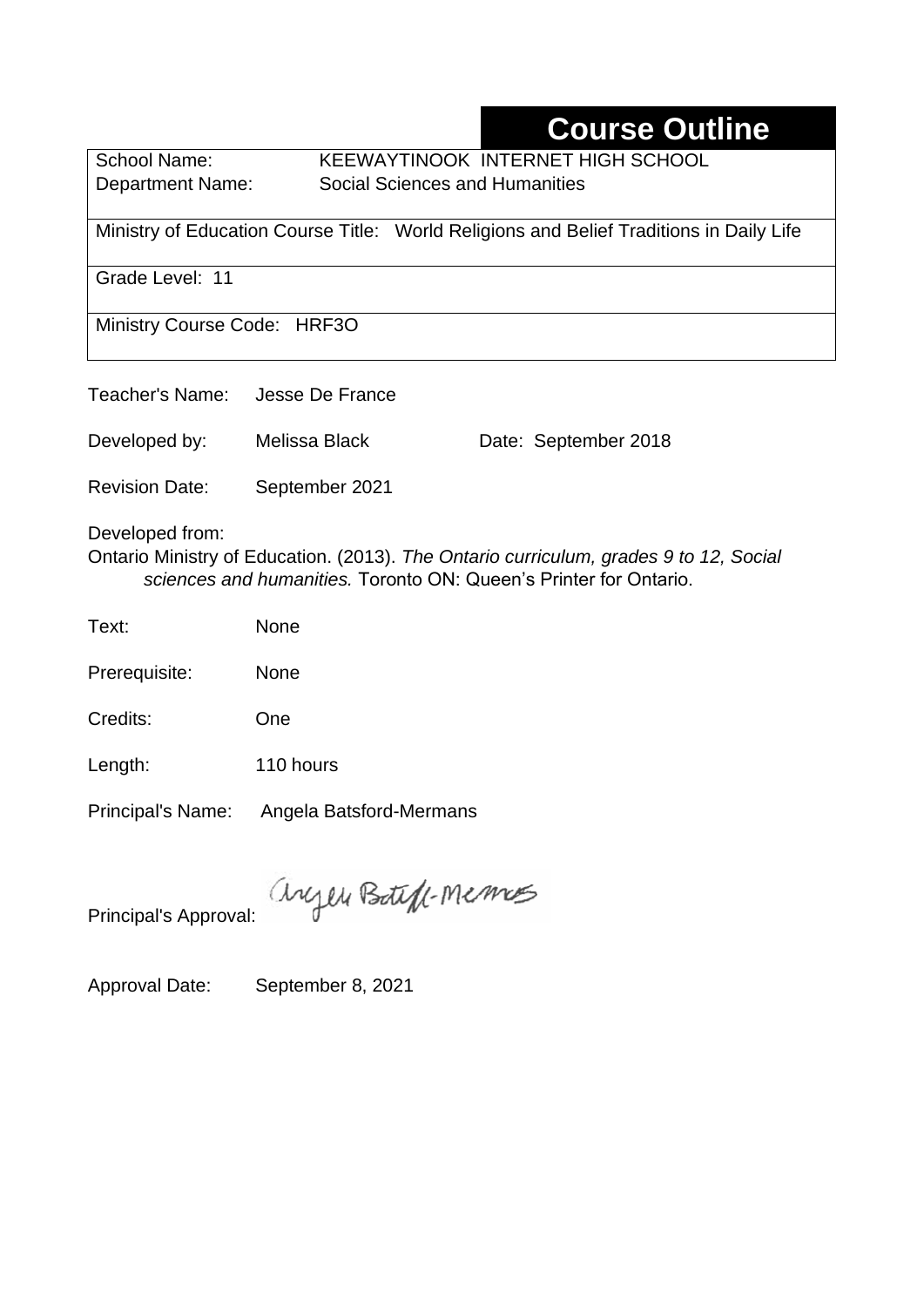# Course Outline

School Name: KEEWAYTINOOK INTERNET HIGH SCHOOL
Department Name: Social Sciences and Humanities

Ministry of Education Course Title: World Religions and Belief Traditions in Daily Life

Grade Level: 11

Ministry Course Code: HRF3O

Teacher's Name: Jesse De France

Developed by: Melissa Black Date: September 2018

Revision Date: September 2021

Developed from:
Ontario Ministry of Education. (2013). *The Ontario curriculum, grades 9 to 12, Social sciences and humanities.* Toronto ON: Queen's Printer for Ontario.

Text: None

Prerequisite: None

Credits: One

Length: 110 hours

Principal's Name: Angela Batsford-Mermans

Principal's Approval: Angela Batsford-Mermans

Approval Date: September 8, 2021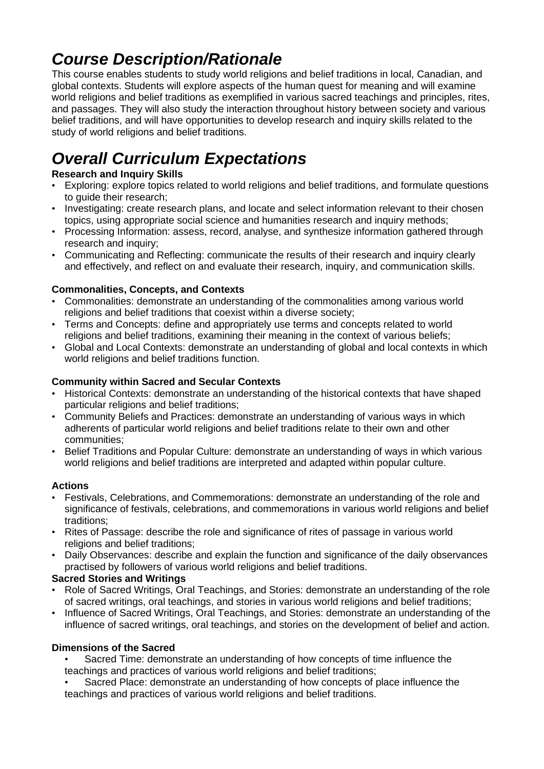# *Course Description/Rationale*

This course enables students to study world religions and belief traditions in local, Canadian, and global contexts. Students will explore aspects of the human quest for meaning and will examine world religions and belief traditions as exemplified in various sacred teachings and principles, rites, and passages. They will also study the interaction throughout history between society and various belief traditions, and will have opportunities to develop research and inquiry skills related to the study of world religions and belief traditions.

# *Overall Curriculum Expectations*

**Research and Inquiry Skills**

- Exploring: explore topics related to world religions and belief traditions, and formulate questions to guide their research;
- Investigating: create research plans, and locate and select information relevant to their chosen topics, using appropriate social science and humanities research and inquiry methods;
- Processing Information: assess, record, analyse, and synthesize information gathered through research and inquiry;
- Communicating and Reflecting: communicate the results of their research and inquiry clearly and effectively, and reflect on and evaluate their research, inquiry, and communication skills.

**Commonalities, Concepts, and Contexts**

- Commonalities: demonstrate an understanding of the commonalities among various world religions and belief traditions that coexist within a diverse society;
- Terms and Concepts: define and appropriately use terms and concepts related to world religions and belief traditions, examining their meaning in the context of various beliefs;
- Global and Local Contexts: demonstrate an understanding of global and local contexts in which world religions and belief traditions function.

**Community within Sacred and Secular Contexts**

- Historical Contexts: demonstrate an understanding of the historical contexts that have shaped particular religions and belief traditions;
- Community Beliefs and Practices: demonstrate an understanding of various ways in which adherents of particular world religions and belief traditions relate to their own and other communities;
- Belief Traditions and Popular Culture: demonstrate an understanding of ways in which various world religions and belief traditions are interpreted and adapted within popular culture.

**Actions**

- Festivals, Celebrations, and Commemorations: demonstrate an understanding of the role and significance of festivals, celebrations, and commemorations in various world religions and belief traditions;
- Rites of Passage: describe the role and significance of rites of passage in various world religions and belief traditions;
- Daily Observances: describe and explain the function and significance of the daily observances practised by followers of various world religions and belief traditions.

**Sacred Stories and Writings**

- Role of Sacred Writings, Oral Teachings, and Stories: demonstrate an understanding of the role of sacred writings, oral teachings, and stories in various world religions and belief traditions;
- Influence of Sacred Writings, Oral Teachings, and Stories: demonstrate an understanding of the influence of sacred writings, oral teachings, and stories on the development of belief and action.

**Dimensions of the Sacred**

- Sacred Time: demonstrate an understanding of how concepts of time influence the teachings and practices of various world religions and belief traditions;
- Sacred Place: demonstrate an understanding of how concepts of place influence the teachings and practices of various world religions and belief traditions.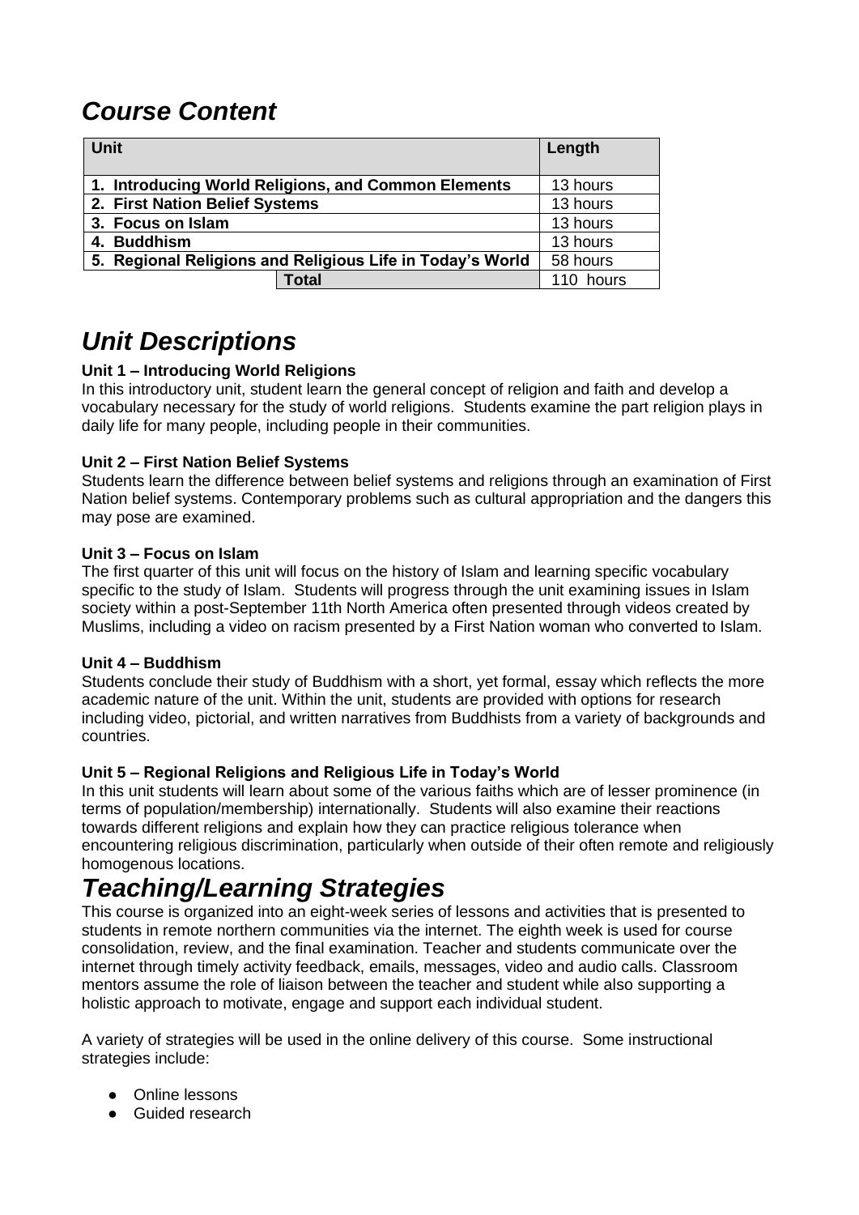## *Course Content*

| Unit | Length |
|---|---|
| **1. Introducing World Religions, and Common Elements** | 13 hours |
| **2. First Nation Belief Systems** | 13 hours |
| **3. Focus on Islam** | 13 hours |
| **4. Buddhism** | 13 hours |
| **5. Regional Religions and Religious Life in Today's World** | 58 hours |
| **Total** | 110 hours |

# *Unit Descriptions*

**Unit 1 – Introducing World Religions**
In this introductory unit, student learn the general concept of religion and faith and develop a vocabulary necessary for the study of world religions. Students examine the part religion plays in daily life for many people, including people in their communities.

**Unit 2 – First Nation Belief Systems**
Students learn the difference between belief systems and religions through an examination of First Nation belief systems. Contemporary problems such as cultural appropriation and the dangers this may pose are examined.

**Unit 3 – Focus on Islam**
The first quarter of this unit will focus on the history of Islam and learning specific vocabulary specific to the study of Islam. Students will progress through the unit examining issues in Islam society within a post-September 11th North America often presented through videos created by Muslims, including a video on racism presented by a First Nation woman who converted to Islam.

**Unit 4 – Buddhism**
Students conclude their study of Buddhism with a short, yet formal, essay which reflects the more academic nature of the unit. Within the unit, students are provided with options for research including video, pictorial, and written narratives from Buddhists from a variety of backgrounds and countries.

**Unit 5 – Regional Religions and Religious Life in Today's World**
In this unit students will learn about some of the various faiths which are of lesser prominence (in terms of population/membership) internationally. Students will also examine their reactions towards different religions and explain how they can practice religious tolerance when encountering religious discrimination, particularly when outside of their often remote and religiously homogenous locations.

# *Teaching/Learning Strategies*

This course is organized into an eight-week series of lessons and activities that is presented to students in remote northern communities via the internet. The eighth week is used for course consolidation, review, and the final examination. Teacher and students communicate over the internet through timely activity feedback, emails, messages, video and audio calls. Classroom mentors assume the role of liaison between the teacher and student while also supporting a holistic approach to motivate, engage and support each individual student.

A variety of strategies will be used in the online delivery of this course. Some instructional strategies include:

- Online lessons
- Guided research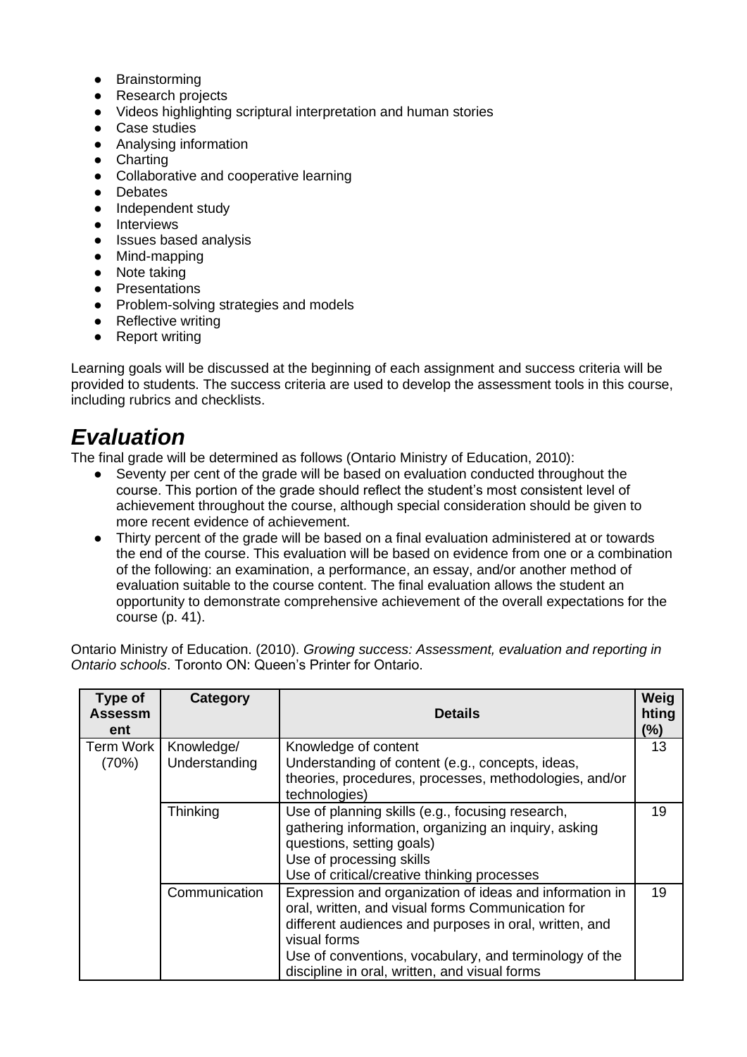- Brainstorming
- Research projects
- Videos highlighting scriptural interpretation and human stories
- Case studies
- Analysing information
- Charting
- Collaborative and cooperative learning
- Debates
- Independent study
- Interviews
- Issues based analysis
- Mind-mapping
- Note taking
- Presentations
- Problem-solving strategies and models
- Reflective writing
- Report writing

Learning goals will be discussed at the beginning of each assignment and success criteria will be provided to students. The success criteria are used to develop the assessment tools in this course, including rubrics and checklists.

# *Evaluation*

The final grade will be determined as follows (Ontario Ministry of Education, 2010):

- Seventy per cent of the grade will be based on evaluation conducted throughout the course. This portion of the grade should reflect the student's most consistent level of achievement throughout the course, although special consideration should be given to more recent evidence of achievement.
- Thirty percent of the grade will be based on a final evaluation administered at or towards the end of the course. This evaluation will be based on evidence from one or a combination of the following: an examination, a performance, an essay, and/or another method of evaluation suitable to the course content. The final evaluation allows the student an opportunity to demonstrate comprehensive achievement of the overall expectations for the course (p. 41).

Ontario Ministry of Education. (2010). *Growing success: Assessment, evaluation and reporting in Ontario schools*. Toronto ON: Queen's Printer for Ontario.

| Type of Assessment | Category | Details | Weighting (%) |
|---|---|---|---|
| Term Work (70%) | Knowledge/ Understanding | Knowledge of content<br>Understanding of content (e.g., concepts, ideas, theories, procedures, processes, methodologies, and/or technologies) | 13 |
| | Thinking | Use of planning skills (e.g., focusing research, gathering information, organizing an inquiry, asking questions, setting goals)<br>Use of processing skills<br>Use of critical/creative thinking processes | 19 |
| | Communication | Expression and organization of ideas and information in oral, written, and visual forms Communication for different audiences and purposes in oral, written, and visual forms<br>Use of conventions, vocabulary, and terminology of the discipline in oral, written, and visual forms | 19 |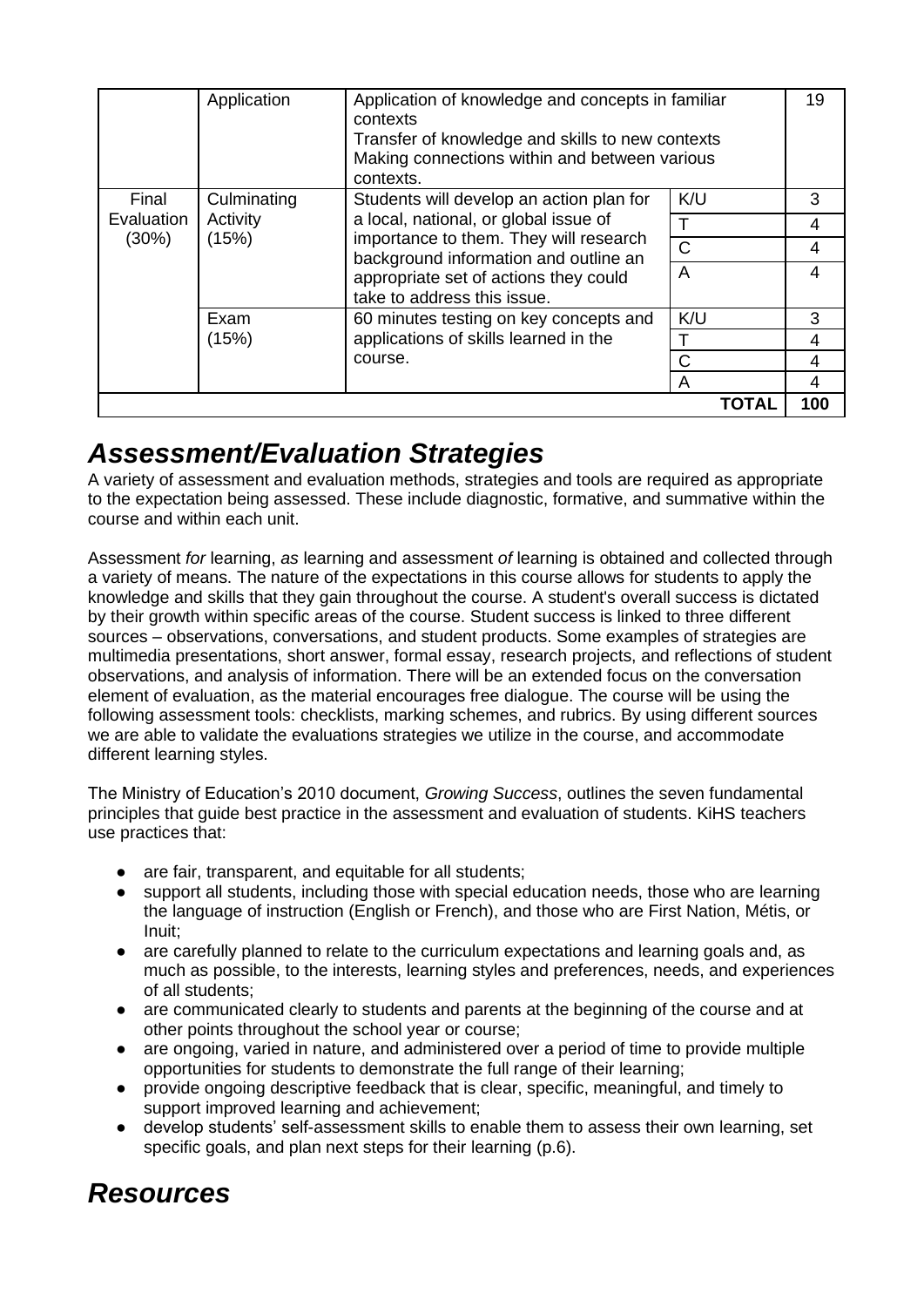| | | | | |
|---|---|---|---|---|
| | Application | Application of knowledge and concepts in familiar contexts<br>Transfer of knowledge and skills to new contexts<br>Making connections within and between various contexts. | | 19 |
| Final Evaluation (30%) | Culminating Activity (15%) | Students will develop an action plan for a local, national, or global issue of importance to them. They will research background information and outline an appropriate set of actions they could take to address this issue. | K/U | 3 |
| | | | T | 4 |
| | | | C | 4 |
| | | | A | 4 |
| | Exam (15%) | 60 minutes testing on key concepts and applications of skills learned in the course. | K/U | 3 |
| | | | T | 4 |
| | | | C | 4 |
| | | | A | 4 |
| | | | **TOTAL** | **100** |

# *Assessment/Evaluation Strategies*

A variety of assessment and evaluation methods, strategies and tools are required as appropriate to the expectation being assessed. These include diagnostic, formative, and summative within the course and within each unit.

Assessment *for* learning, *as* learning and assessment *of* learning is obtained and collected through a variety of means. The nature of the expectations in this course allows for students to apply the knowledge and skills that they gain throughout the course. A student's overall success is dictated by their growth within specific areas of the course. Student success is linked to three different sources – observations, conversations, and student products. Some examples of strategies are multimedia presentations, short answer, formal essay, research projects, and reflections of student observations, and analysis of information. There will be an extended focus on the conversation element of evaluation, as the material encourages free dialogue. The course will be using the following assessment tools: checklists, marking schemes, and rubrics. By using different sources we are able to validate the evaluations strategies we utilize in the course, and accommodate different learning styles.

The Ministry of Education's 2010 document, *Growing Success*, outlines the seven fundamental principles that guide best practice in the assessment and evaluation of students. KiHS teachers use practices that:

- are fair, transparent, and equitable for all students;
- support all students, including those with special education needs, those who are learning the language of instruction (English or French), and those who are First Nation, Métis, or Inuit;
- are carefully planned to relate to the curriculum expectations and learning goals and, as much as possible, to the interests, learning styles and preferences, needs, and experiences of all students;
- are communicated clearly to students and parents at the beginning of the course and at other points throughout the school year or course;
- are ongoing, varied in nature, and administered over a period of time to provide multiple opportunities for students to demonstrate the full range of their learning;
- provide ongoing descriptive feedback that is clear, specific, meaningful, and timely to support improved learning and achievement;
- develop students' self-assessment skills to enable them to assess their own learning, set specific goals, and plan next steps for their learning (p.6).

# *Resources*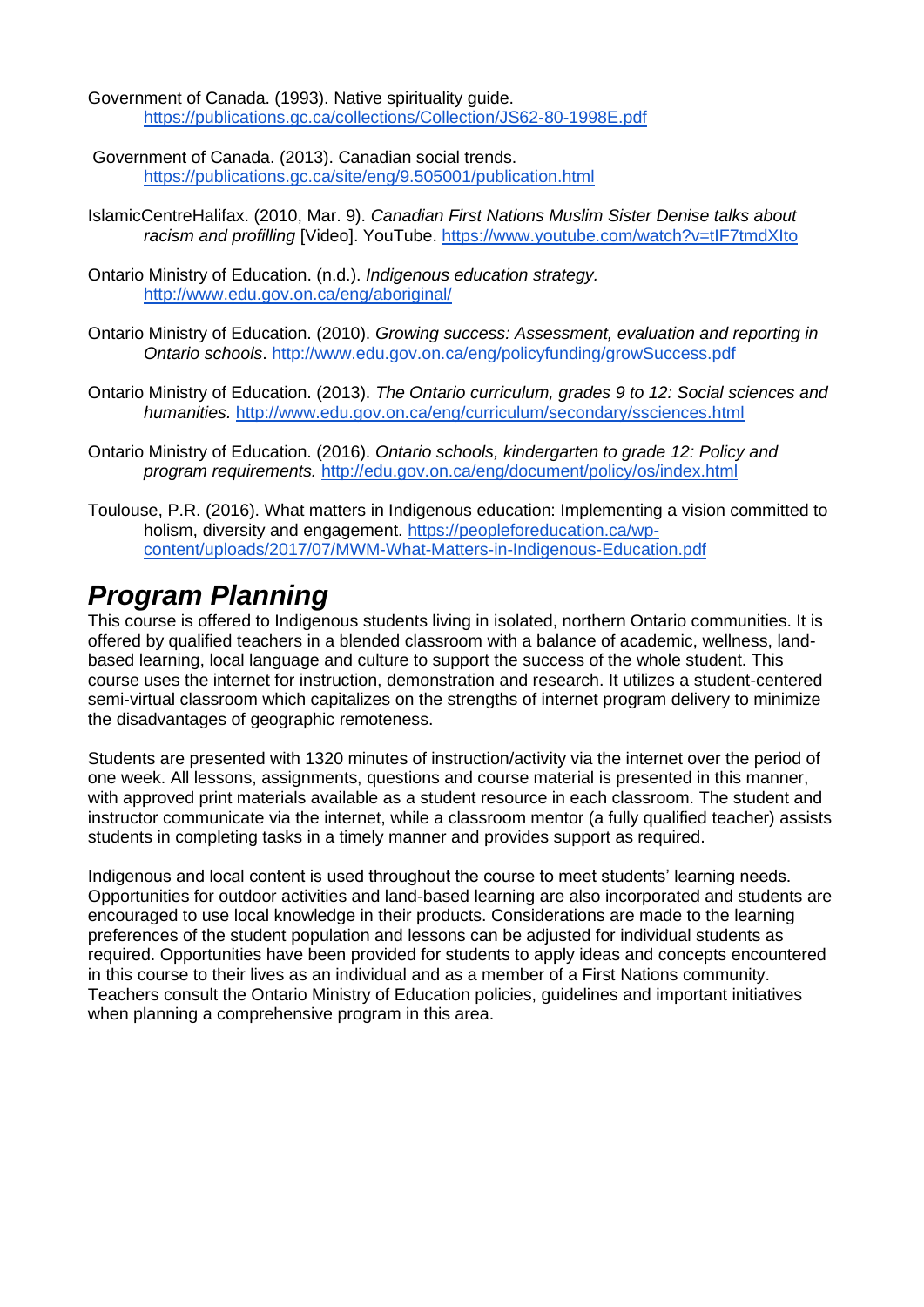Government of Canada. (1993). Native spirituality guide. https://publications.gc.ca/collections/Collection/JS62-80-1998E.pdf

Government of Canada. (2013). Canadian social trends. https://publications.gc.ca/site/eng/9.505001/publication.html

IslamicCentreHalifax. (2010, Mar. 9). *Canadian First Nations Muslim Sister Denise talks about racism and profilling* [Video]. YouTube. https://www.youtube.com/watch?v=tIF7tmdXIto

Ontario Ministry of Education. (n.d.). *Indigenous education strategy.* http://www.edu.gov.on.ca/eng/aboriginal/

Ontario Ministry of Education. (2010). *Growing success: Assessment, evaluation and reporting in Ontario schools*. http://www.edu.gov.on.ca/eng/policyfunding/growSuccess.pdf

Ontario Ministry of Education. (2013). *The Ontario curriculum, grades 9 to 12: Social sciences and humanities.* http://www.edu.gov.on.ca/eng/curriculum/secondary/ssciences.html

Ontario Ministry of Education. (2016). *Ontario schools, kindergarten to grade 12: Policy and program requirements.* http://edu.gov.on.ca/eng/document/policy/os/index.html

Toulouse, P.R. (2016). What matters in Indigenous education: Implementing a vision committed to holism, diversity and engagement. https://peopleforeducation.ca/wp-content/uploads/2017/07/MWM-What-Matters-in-Indigenous-Education.pdf

## *Program Planning*

This course is offered to Indigenous students living in isolated, northern Ontario communities. It is offered by qualified teachers in a blended classroom with a balance of academic, wellness, land-based learning, local language and culture to support the success of the whole student. This course uses the internet for instruction, demonstration and research. It utilizes a student-centered semi-virtual classroom which capitalizes on the strengths of internet program delivery to minimize the disadvantages of geographic remoteness.

Students are presented with 1320 minutes of instruction/activity via the internet over the period of one week. All lessons, assignments, questions and course material is presented in this manner, with approved print materials available as a student resource in each classroom. The student and instructor communicate via the internet, while a classroom mentor (a fully qualified teacher) assists students in completing tasks in a timely manner and provides support as required.

Indigenous and local content is used throughout the course to meet students' learning needs. Opportunities for outdoor activities and land-based learning are also incorporated and students are encouraged to use local knowledge in their products. Considerations are made to the learning preferences of the student population and lessons can be adjusted for individual students as required. Opportunities have been provided for students to apply ideas and concepts encountered in this course to their lives as an individual and as a member of a First Nations community. Teachers consult the Ontario Ministry of Education policies, guidelines and important initiatives when planning a comprehensive program in this area.